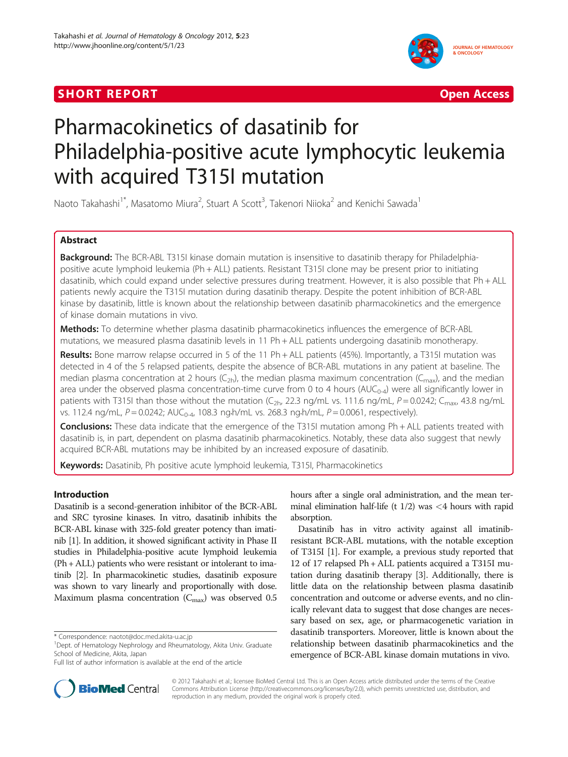SHORT REPORT Open Access

# Pharmacokinetics of dasatinib for Philadelphia-positive acute lymphocytic leukemia with acquired T315I mutation

Naoto Takahashi[1*], Masatomo Miura[2], Stuart A Scott[3], Takenori Niioka[2] and Kenichi Sawada[1]

## Abstract

**Background:** The BCR-ABL T315I kinase domain mutation is insensitive to dasatinib therapy for Philadelphia-positive acute lymphoid leukemia (Ph + ALL) patients. Resistant T315I clone may be present prior to initiating dasatinib, which could expand under selective pressures during treatment. However, it is also possible that Ph + ALL patients newly acquire the T315I mutation during dasatinib therapy. Despite the potent inhibition of BCR-ABL kinase by dasatinib, little is known about the relationship between dasatinib pharmacokinetics and the emergence of kinase domain mutations in vivo.

**Methods:** To determine whether plasma dasatinib pharmacokinetics influences the emergence of BCR-ABL mutations, we measured plasma dasatinib levels in 11 Ph + ALL patients undergoing dasatinib monotherapy.

**Results:** Bone marrow relapse occurred in 5 of the 11 Ph + ALL patients (45%). Importantly, a T315I mutation was detected in 4 of the 5 relapsed patients, despite the absence of BCR-ABL mutations in any patient at baseline. The median plasma concentration at 2 hours ($C_{2h}$), the median plasma maximum concentration ($C_{max}$), and the median area under the observed plasma concentration-time curve from 0 to 4 hours ($AUC_{0-4}$) were all significantly lower in patients with T315I than those without the mutation ($C_{2h}$, 22.3 ng/mL vs. 111.6 ng/mL, $P = 0.0242$; $C_{max}$, 43.8 ng/mL vs. 112.4 ng/mL, $P = 0.0242$; $AUC_{0-4}$, 108.3 ng.h/mL vs. 268.3 ng.h/mL, $P = 0.0061$, respectively).

**Conclusions:** These data indicate that the emergence of the T315I mutation among Ph + ALL patients treated with dasatinib is, in part, dependent on plasma dasatinib pharmacokinetics. Notably, these data also suggest that newly acquired BCR-ABL mutations may be inhibited by an increased exposure of dasatinib.

**Keywords:** Dasatinib, Ph positive acute lymphoid leukemia, T315I, Pharmacokinetics

## Introduction

Dasatinib is a second-generation inhibitor of the BCR-ABL and SRC tyrosine kinases. In vitro, dasatinib inhibits the BCR-ABL kinase with 325-fold greater potency than imatinib [1]. In addition, it showed significant activity in Phase II studies in Philadelphia-positive acute lymphoid leukemia (Ph + ALL) patients who were resistant or intolerant to imatinib [2]. In pharmacokinetic studies, dasatinib exposure was shown to vary linearly and proportionally with dose. Maximum plasma concentration ($C_{max}$) was observed 0.5 hours after a single oral administration, and the mean terminal elimination half-life (t 1/2) was <4 hours with rapid absorption.

Dasatinib has in vitro activity against all imatinib-resistant BCR-ABL mutations, with the notable exception of T315I [1]. For example, a previous study reported that 12 of 17 relapsed Ph + ALL patients acquired a T315I mutation during dasatinib therapy [3]. Additionally, there is little data on the relationship between plasma dasatinib concentration and outcome or adverse events, and no clinically relevant data to suggest that dose changes are necessary based on sex, age, or pharmacogenetic variation in dasatinib transporters. Moreover, little is known about the relationship between dasatinib pharmacokinetics and the emergence of BCR-ABL kinase domain mutations in vivo.

* Correspondence: naotot@doc.med.akita-u.ac.jp
[1]Dept. of Hematology Nephrology and Rheumatology, Akita Univ. Graduate School of Medicine, Akita, Japan
Full list of author information is available at the end of the article

© 2012 Takahashi et al.; licensee BioMed Central Ltd. This is an Open Access article distributed under the terms of the Creative Commons Attribution License (http://creativecommons.org/licenses/by/2.0), which permits unrestricted use, distribution, and reproduction in any medium, provided the original work is properly cited.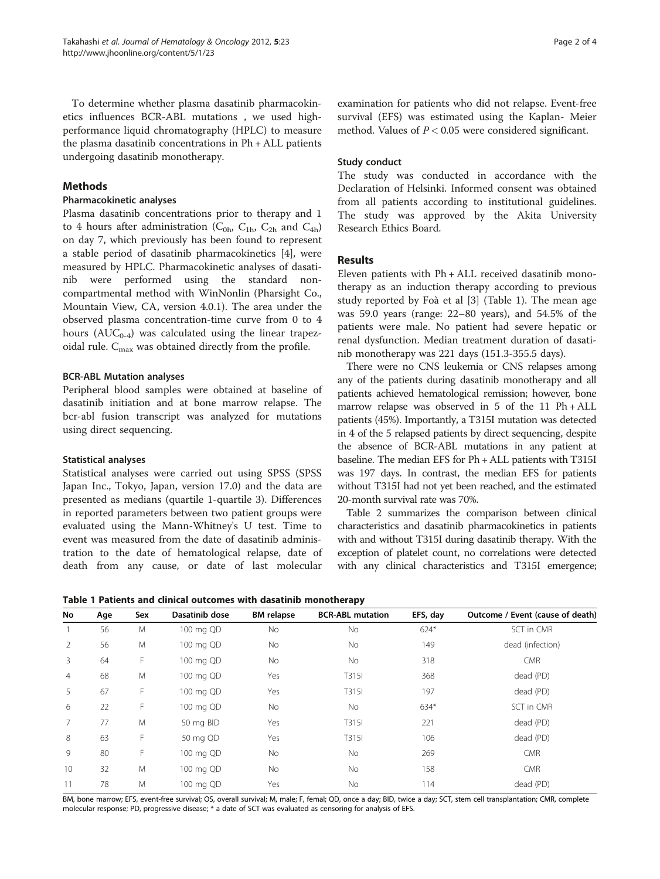To determine whether plasma dasatinib pharmacokinetics influences BCR-ABL mutations , we used high-performance liquid chromatography (HPLC) to measure the plasma dasatinib concentrations in Ph + ALL patients undergoing dasatinib monotherapy.

## Methods

### Pharmacokinetic analyses

Plasma dasatinib concentrations prior to therapy and 1 to 4 hours after administration ($C_{0h}$, $C_{1h}$, $C_{2h}$ and $C_{4h}$) on day 7, which previously has been found to represent a stable period of dasatinib pharmacokinetics [4], were measured by HPLC. Pharmacokinetic analyses of dasatinib were performed using the standard non-compartmental method with WinNonlin (Pharsight Co., Mountain View, CA, version 4.0.1). The area under the observed plasma concentration-time curve from 0 to 4 hours ($AUC_{0-4}$) was calculated using the linear trapezoidal rule. $C_{max}$ was obtained directly from the profile.

### BCR-ABL Mutation analyses

Peripheral blood samples were obtained at baseline of dasatinib initiation and at bone marrow relapse. The bcr-abl fusion transcript was analyzed for mutations using direct sequencing.

### Statistical analyses

Statistical analyses were carried out using SPSS (SPSS Japan Inc., Tokyo, Japan, version 17.0) and the data are presented as medians (quartile 1-quartile 3). Differences in reported parameters between two patient groups were evaluated using the Mann-Whitney's U test. Time to event was measured from the date of dasatinib administration to the date of hematological relapse, date of death from any cause, or date of last molecular examination for patients who did not relapse. Event-free survival (EFS) was estimated using the Kaplan- Meier method. Values of $P < 0.05$ were considered significant.

### Study conduct

The study was conducted in accordance with the Declaration of Helsinki. Informed consent was obtained from all patients according to institutional guidelines. The study was approved by the Akita University Research Ethics Board.

## Results

Eleven patients with Ph + ALL received dasatinib monotherapy as an induction therapy according to previous study reported by Foà et al [3] (Table 1). The mean age was 59.0 years (range: 22–80 years), and 54.5% of the patients were male. No patient had severe hepatic or renal dysfunction. Median treatment duration of dasatinib monotherapy was 221 days (151.3-355.5 days).

There were no CNS leukemia or CNS relapses among any of the patients during dasatinib monotherapy and all patients achieved hematological remission; however, bone marrow relapse was observed in 5 of the 11 Ph + ALL patients (45%). Importantly, a T315I mutation was detected in 4 of the 5 relapsed patients by direct sequencing, despite the absence of BCR-ABL mutations in any patient at baseline. The median EFS for Ph + ALL patients with T315I was 197 days. In contrast, the median EFS for patients without T315I had not yet been reached, and the estimated 20-month survival rate was 70%.

Table 2 summarizes the comparison between clinical characteristics and dasatinib pharmacokinetics in patients with and without T315I during dasatinib therapy. With the exception of platelet count, no correlations were detected with any clinical characteristics and T315I emergence;

**Table 1 Patients and clinical outcomes with dasatinib monotherapy**

| No | Age | Sex | Dasatinib dose | BM relapse | BCR-ABL mutation | EFS, day | Outcome / Event (cause of death) |
|---|---|---|---|---|---|---|---|
| 1 | 56 | M | 100 mg QD | No | No | 624* | SCT in CMR |
| 2 | 56 | M | 100 mg QD | No | No | 149 | dead (infection) |
| 3 | 64 | F | 100 mg QD | No | No | 318 | CMR |
| 4 | 68 | M | 100 mg QD | Yes | T315I | 368 | dead (PD) |
| 5 | 67 | F | 100 mg QD | Yes | T315I | 197 | dead (PD) |
| 6 | 22 | F | 100 mg QD | No | No | 634* | SCT in CMR |
| 7 | 77 | M | 50 mg BID | Yes | T315I | 221 | dead (PD) |
| 8 | 63 | F | 50 mg QD | Yes | T315I | 106 | dead (PD) |
| 9 | 80 | F | 100 mg QD | No | No | 269 | CMR |
| 10 | 32 | M | 100 mg QD | No | No | 158 | CMR |
| 11 | 78 | M | 100 mg QD | Yes | No | 114 | dead (PD) |

BM, bone marrow; EFS, event-free survival; OS, overall survival; M, male; F, femal; QD, once a day; BID, twice a day; SCT, stem cell transplantation; CMR, complete molecular response; PD, progressive disease; * a date of SCT was evaluated as censoring for analysis of EFS.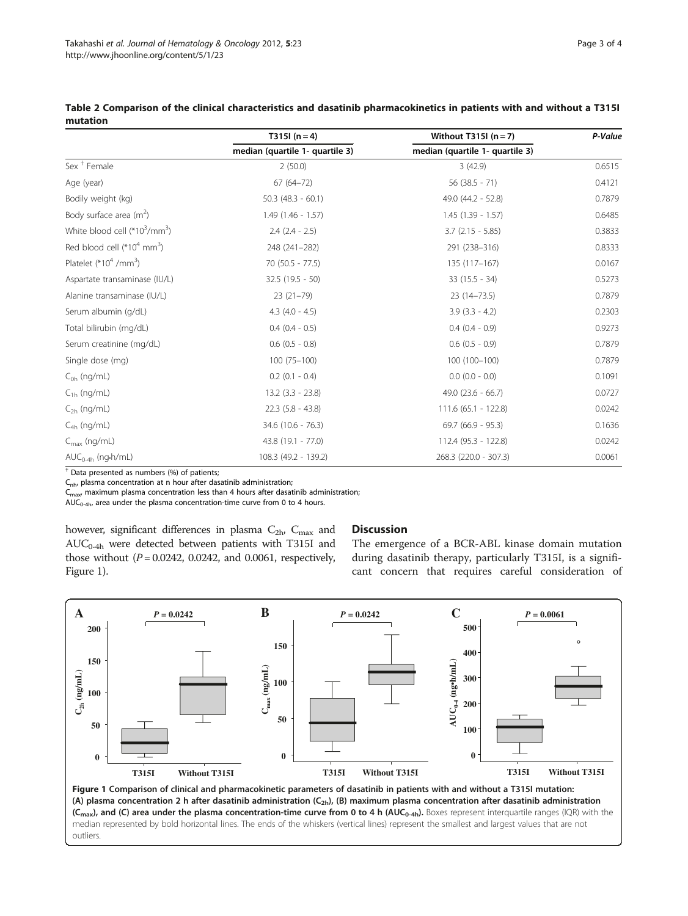**Table 2 Comparison of the clinical characteristics and dasatinib pharmacokinetics in patients with and without a T315I mutation**

| | T315I (n = 4) | Without T315I (n = 7) | *P-Value* |
|---|---|---|---|
| | median (quartile 1- quartile 3) | median (quartile 1- quartile 3) | |
| Sex [†] Female | 2 (50.0) | 3 (42.9) | 0.6515 |
| Age (year) | 67 (64–72) | 56 (38.5 - 71) | 0.4121 |
| Bodily weight (kg) | 50.3 (48.3 - 60.1) | 49.0 (44.2 - 52.8) | 0.7879 |
| Body surface area ($m^2$) | 1.49 (1.46 - 1.57) | 1.45 (1.39 - 1.57) | 0.6485 |
| White blood cell ($*10^3/mm^3$) | 2.4 (2.4 - 2.5) | 3.7 (2.15 - 5.85) | 0.3833 |
| Red blood cell ($*10^4$ $mm^3$) | 248 (241–282) | 291 (238–316) | 0.8333 |
| Platelet ($*10^4$ $/mm^3$) | 70 (50.5 - 77.5) | 135 (117–167) | 0.0167 |
| Aspartate transaminase (IU/L) | 32.5 (19.5 - 50) | 33 (15.5 - 34) | 0.5273 |
| Alanine transaminase (IU/L) | 23 (21–79) | 23 (14–73.5) | 0.7879 |
| Serum albumin (g/dL) | 4.3 (4.0 - 4.5) | 3.9 (3.3 - 4.2) | 0.2303 |
| Total bilirubin (mg/dL) | 0.4 (0.4 - 0.5) | 0.4 (0.4 - 0.9) | 0.9273 |
| Serum creatinine (mg/dL) | 0.6 (0.5 - 0.8) | 0.6 (0.5 - 0.9) | 0.7879 |
| Single dose (mg) | 100 (75–100) | 100 (100–100) | 0.7879 |
| $C_{0h}$ (ng/mL) | 0.2 (0.1 - 0.4) | 0.0 (0.0 - 0.0) | 0.1091 |
| $C_{1h}$ (ng/mL) | 13.2 (3.3 - 23.8) | 49.0 (23.6 - 66.7) | 0.0727 |
| $C_{2h}$ (ng/mL) | 22.3 (5.8 - 43.8) | 111.6 (65.1 - 122.8) | 0.0242 |
| $C_{4h}$ (ng/mL) | 34.6 (10.6 - 76.3) | 69.7 (66.9 - 95.3) | 0.1636 |
| $C_{max}$ (ng/mL) | 43.8 (19.1 - 77.0) | 112.4 (95.3 - 122.8) | 0.0242 |
| $AUC_{0\text{-}4h}$ (ng•h/mL) | 108.3 (49.2 - 139.2) | 268.3 (220.0 - 307.3) | 0.0061 |

[†] Data presented as numbers (%) of patients;
$C_{nh}$, plasma concentration at n hour after dasatinib administration;
$C_{max}$, maximum plasma concentration less than 4 hours after dasatinib administration;
$AUC_{0\text{-}4h}$, area under the plasma concentration-time curve from 0 to 4 hours.

however, significant differences in plasma $C_{2h}$, $C_{max}$ and $AUC_{0\text{-}4h}$ were detected between patients with T315I and those without ($P = 0.0242$, 0.0242, and 0.0061, respectively, Figure 1).

## Discussion

The emergence of a BCR-ABL kinase domain mutation during dasatinib therapy, particularly T315I, is a significant concern that requires careful consideration of

**Figure 1 Comparison of clinical and pharmacokinetic parameters of dasatinib in patients with and without a T315I mutation: (A) plasma concentration 2 h after dasatinib administration ($C_{2h}$), (B) maximum plasma concentration after dasatinib administration ($C_{max}$), and (C) area under the plasma concentration-time curve from 0 to 4 h ($AUC_{0\text{-}4h}$).** Boxes represent interquartile ranges (IQR) with the median represented by bold horizontal lines. The ends of the whiskers (vertical lines) represent the smallest and largest values that are not outliers.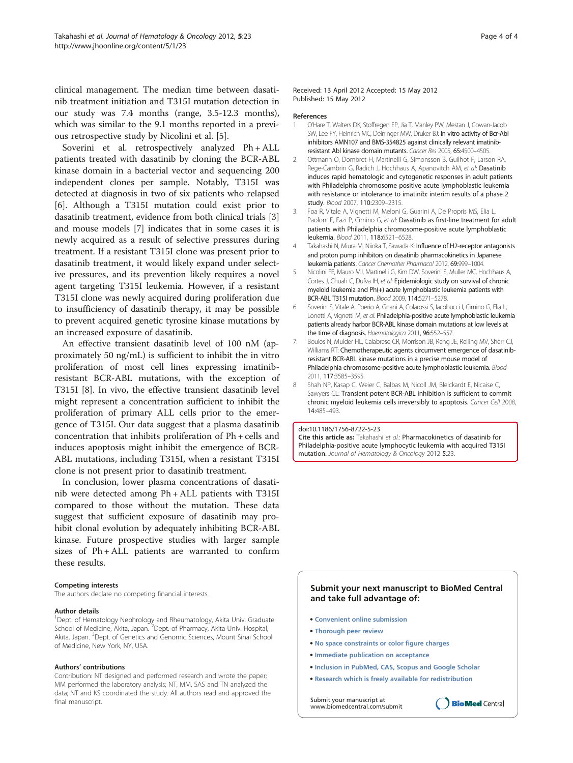clinical management. The median time between dasatinib treatment initiation and T315I mutation detection in our study was 7.4 months (range, 3.5-12.3 months), which was similar to the 9.1 months reported in a previous retrospective study by Nicolini et al. [5].

Soverini et al. retrospectively analyzed Ph + ALL patients treated with dasatinib by cloning the BCR-ABL kinase domain in a bacterial vector and sequencing 200 independent clones per sample. Notably, T315I was detected at diagnosis in two of six patients who relapsed [6]. Although a T315I mutation could exist prior to dasatinib treatment, evidence from both clinical trials [3] and mouse models [7] indicates that in some cases it is newly acquired as a result of selective pressures during treatment. If a resistant T315I clone was present prior to dasatinib treatment, it would likely expand under selective pressures, and its prevention likely requires a novel agent targeting T315I leukemia. However, if a resistant T315I clone was newly acquired during proliferation due to insufficiency of dasatinib therapy, it may be possible to prevent acquired genetic tyrosine kinase mutations by an increased exposure of dasatinib.

An effective transient dasatinib level of 100 nM (approximately 50 ng/mL) is sufficient to inhibit the in vitro proliferation of most cell lines expressing imatinib-resistant BCR-ABL mutations, with the exception of T315I [8]. In vivo, the effective transient dasatinib level might represent a concentration sufficient to inhibit the proliferation of primary ALL cells prior to the emergence of T315I. Our data suggest that a plasma dasatinib concentration that inhibits proliferation of Ph + cells and induces apoptosis might inhibit the emergence of BCR-ABL mutations, including T315I, when a resistant T315I clone is not present prior to dasatinib treatment.

In conclusion, lower plasma concentrations of dasatinib were detected among Ph + ALL patients with T315I compared to those without the mutation. These data suggest that sufficient exposure of dasatinib may prohibit clonal evolution by adequately inhibiting BCR-ABL kinase. Future prospective studies with larger sample sizes of Ph + ALL patients are warranted to confirm these results.

#### Competing interests

The authors declare no competing financial interests.

#### Author details

[1]Dept. of Hematology Nephrology and Rheumatology, Akita Univ. Graduate School of Medicine, Akita, Japan. [2]Dept. of Pharmacy, Akita Univ. Hospital, Akita, Japan. [3]Dept. of Genetics and Genomic Sciences, Mount Sinai School of Medicine, New York, NY, USA.

#### Authors' contributions

Contribution: NT designed and performed research and wrote the paper; MM performed the laboratory analysis; NT, MM, SAS and TN analyzed the data; NT and KS coordinated the study. All authors read and approved the final manuscript.

Received: 13 April 2012 Accepted: 15 May 2012
Published: 15 May 2012

#### References

1. O'Hare T, Walters DK, Stoffregen EP, Jia T, Manley PW, Mestan J, Cowan-Jacob SW, Lee FY, Heinrich MC, Deininger MW, Druker BJ: **In vitro activity of Bcr-Abl inhibitors AMN107 and BMS-354825 against clinically relevant imatinib-resistant Abl kinase domain mutants.** *Cancer Res* 2005, **65**:4500–4505.
2. Ottmann O, Dombret H, Martinelli G, Simonsson B, Guilhot F, Larson RA, Rege-Cambrin G, Radich J, Hochhaus A, Apanovitch AM, *et al*: **Dasatinib induces rapid hematologic and cytogenetic responses in adult patients with Philadelphia chromosome positive acute lymphoblastic leukemia with resistance or intolerance to imatinib: interim results of a phase 2 study.** *Blood* 2007, **110**:2309–2315.
3. Foa R, Vitale A, Vignetti M, Meloni G, Guarini A, De Propris MS, Elia L, Paoloni F, Fazi P, Cimino G, *et al*: **Dasatinib as first-line treatment for adult patients with Philadelphia chromosome-positive acute lymphoblastic leukemia.** *Blood* 2011, **118**:6521–6528.
4. Takahashi N, Miura M, Niioka T, Sawada K: **Influence of H2-receptor antagonists and proton pump inhibitors on dasatinib pharmacokinetics in Japanese leukemia patients.** *Cancer Chemother Pharmacol* 2012, **69**:999–1004.
5. Nicolini FE, Mauro MJ, Martinelli G, Kim DW, Soverini S, Muller MC, Hochhaus A, Cortes J, Chuah C, Dufva IH, *et al*: **Epidemiologic study on survival of chronic myeloid leukemia and Ph(+) acute lymphoblastic leukemia patients with BCR-ABL T315I mutation.** *Blood* 2009, **114**:5271–5278.
6. Soverini S, Vitale A, Poerio A, Gnani A, Colarossi S, Iacobucci I, Cimino G, Elia L, Lonetti A, Vignetti M, *et al*: **Philadelphia-positive acute lymphoblastic leukemia patients already harbor BCR-ABL kinase domain mutations at low levels at the time of diagnosis.** *Haematologica* 2011, **96**:552–557.
7. Boulos N, Mulder HL, Calabrese CR, Morrison JB, Rehg JE, Relling MV, Sherr CJ, Williams RT: **Chemotherapeutic agents circumvent emergence of dasatinib-resistant BCR-ABL kinase mutations in a precise mouse model of Philadelphia chromosome-positive acute lymphoblastic leukemia.** *Blood* 2011, **117**:3585–3595.
8. Shah NP, Kasap C, Weier C, Balbas M, Nicoll JM, Bleickardt E, Nicaise C, Sawyers CL: **Transient potent BCR-ABL inhibition is sufficient to commit chronic myeloid leukemia cells irreversibly to apoptosis.** *Cancer Cell* 2008, **14**:485–493.

doi:10.1186/1756-8722-5-23
**Cite this article as:** Takahashi *et al.*: Pharmacokinetics of dasatinib for Philadelphia-positive acute lymphocytic leukemia with acquired T315I mutation. *Journal of Hematology & Oncology* 2012 5:23.

**Submit your next manuscript to BioMed Central and take full advantage of:**

- Convenient online submission
- Thorough peer review
- No space constraints or color figure charges
- Immediate publication on acceptance
- Inclusion in PubMed, CAS, Scopus and Google Scholar
- Research which is freely available for redistribution

Submit your manuscript at
www.biomedcentral.com/submit

BioMed Central